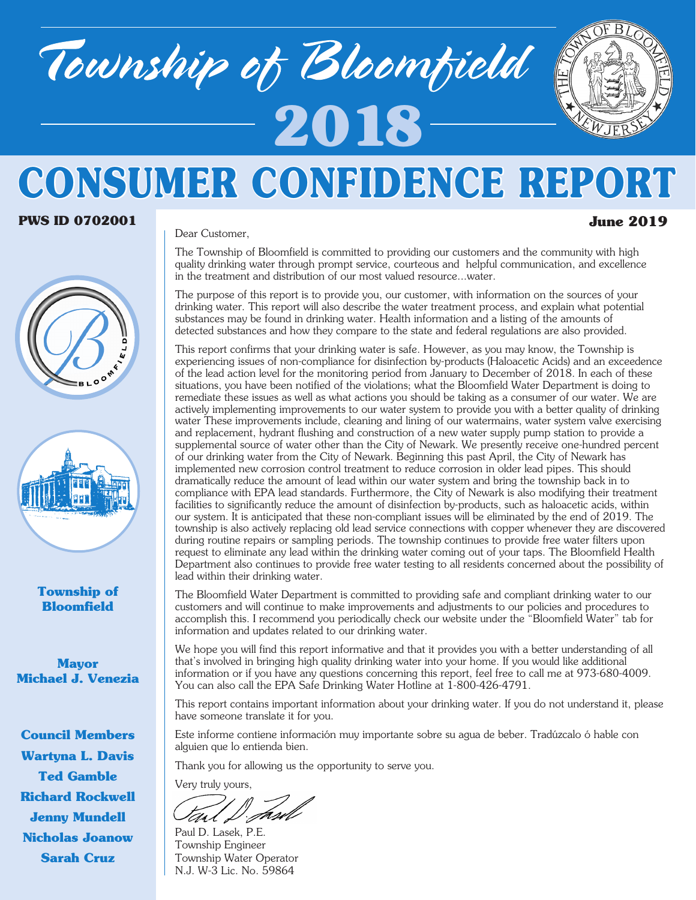# Township of Bloomfield

# 2018

# CONSUMER CONFIDENCE REPORT

**PWS ID 0702001**

**June 2019**

**Township of Bloomfield**

**Mayor**
**Michael J. Venezia**

**Council Members**
**Wartyna L. Davis**
**Ted Gamble**
**Richard Rockwell**
**Jenny Mundell**
**Nicholas Joanow**
**Sarah Cruz**

Dear Customer,

The Township of Bloomfield is committed to providing our customers and the community with high quality drinking water through prompt service, courteous and helpful communication, and excellence in the treatment and distribution of our most valued resource...water.

The purpose of this report is to provide you, our customer, with information on the sources of your drinking water. This report will also describe the water treatment process, and explain what potential substances may be found in drinking water. Health information and a listing of the amounts of detected substances and how they compare to the state and federal regulations are also provided.

This report confirms that your drinking water is safe. However, as you may know, the Township is experiencing issues of non-compliance for disinfection by-products (Haloacetic Acids) and an exceedence of the lead action level for the monitoring period from January to December of 2018. In each of these situations, you have been notified of the violations; what the Bloomfield Water Department is doing to remediate these issues as well as what actions you should be taking as a consumer of our water. We are actively implementing improvements to our water system to provide you with a better quality of drinking water These improvements include, cleaning and lining of our watermains, water system valve exercising and replacement, hydrant flushing and construction of a new water supply pump station to provide a supplemental source of water other than the City of Newark. We presently receive one-hundred percent of our drinking water from the City of Newark. Beginning this past April, the City of Newark has implemented new corrosion control treatment to reduce corrosion in older lead pipes. This should dramatically reduce the amount of lead within our water system and bring the township back in to compliance with EPA lead standards. Furthermore, the City of Newark is also modifying their treatment facilities to significantly reduce the amount of disinfection by-products, such as haloacetic acids, within our system. It is anticipated that these non-compliant issues will be eliminated by the end of 2019. The township is also actively replacing old lead service connections with copper whenever they are discovered during routine repairs or sampling periods. The township continues to provide free water filters upon request to eliminate any lead within the drinking water coming out of your taps. The Bloomfield Health Department also continues to provide free water testing to all residents concerned about the possibility of lead within their drinking water.

The Bloomfield Water Department is committed to providing safe and compliant drinking water to our customers and will continue to make improvements and adjustments to our policies and procedures to accomplish this. I recommend you periodically check our website under the "Bloomfield Water" tab for information and updates related to our drinking water.

We hope you will find this report informative and that it provides you with a better understanding of all that's involved in bringing high quality drinking water into your home. If you would like additional information or if you have any questions concerning this report, feel free to call me at 973-680-4009. You can also call the EPA Safe Drinking Water Hotline at 1-800-426-4791.

This report contains important information about your drinking water. If you do not understand it, please have someone translate it for you.

Este informe contiene información muy importante sobre su agua de beber. Tradúzcalo ó hable con alguien que lo entienda bien.

Thank you for allowing us the opportunity to serve you.

Very truly yours,

Paul D. Lasek, P.E.
Township Engineer
Township Water Operator
N.J. W-3 Lic. No. 59864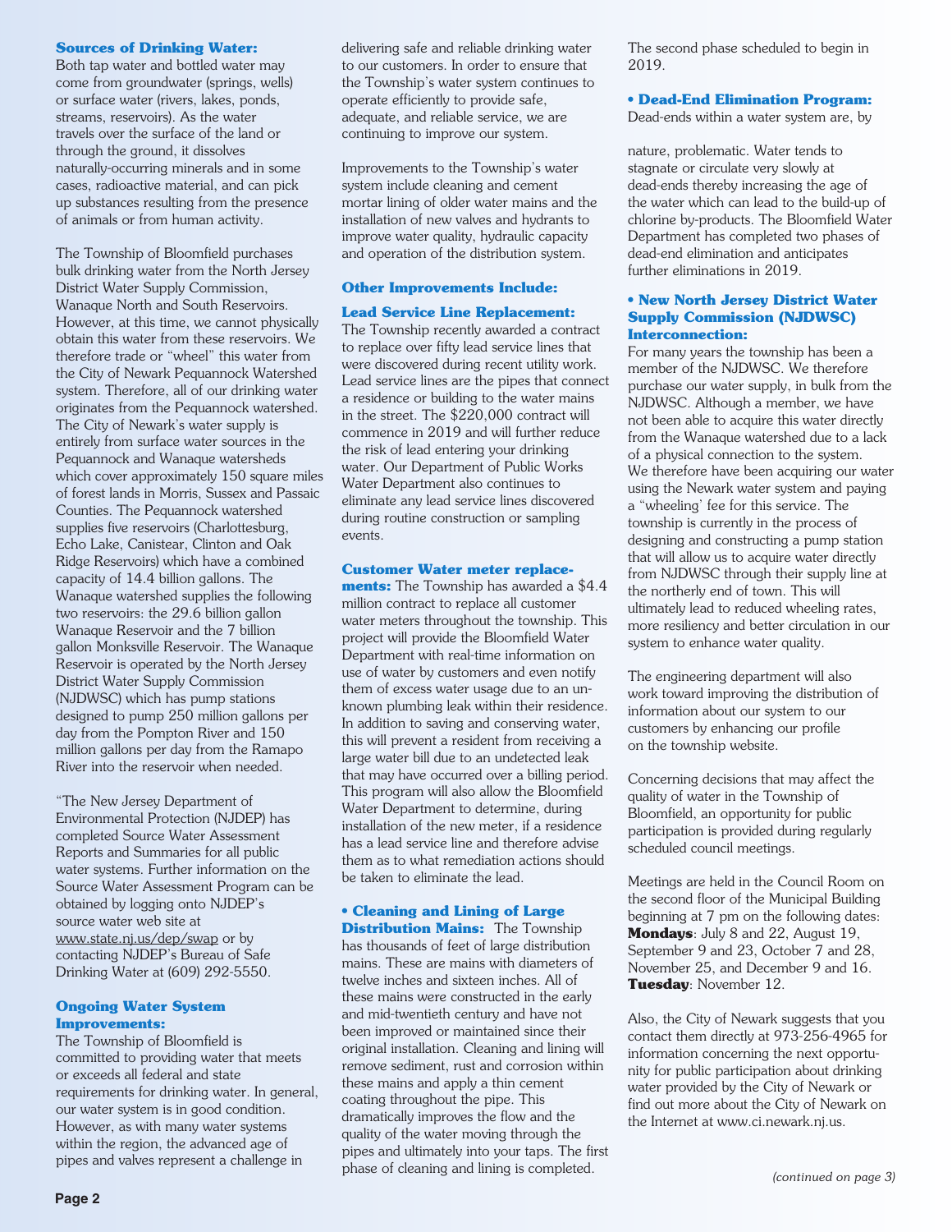### Sources of Drinking Water:

Both tap water and bottled water may come from groundwater (springs, wells) or surface water (rivers, lakes, ponds, streams, reservoirs). As the water travels over the surface of the land or through the ground, it dissolves naturally-occurring minerals and in some cases, radioactive material, and can pick up substances resulting from the presence of animals or from human activity.

The Township of Bloomfield purchases bulk drinking water from the North Jersey District Water Supply Commission, Wanaque North and South Reservoirs. However, at this time, we cannot physically obtain this water from these reservoirs. We therefore trade or "wheel" this water from the City of Newark Pequannock Watershed system. Therefore, all of our drinking water originates from the Pequannock watershed. The City of Newark's water supply is entirely from surface water sources in the Pequannock and Wanaque watersheds which cover approximately 150 square miles of forest lands in Morris, Sussex and Passaic Counties. The Pequannock watershed supplies five reservoirs (Charlottesburg, Echo Lake, Canistear, Clinton and Oak Ridge Reservoirs) which have a combined capacity of 14.4 billion gallons. The Wanaque watershed supplies the following two reservoirs: the 29.6 billion gallon Wanaque Reservoir and the 7 billion gallon Monksville Reservoir. The Wanaque Reservoir is operated by the North Jersey District Water Supply Commission (NJDWSC) which has pump stations designed to pump 250 million gallons per day from the Pompton River and 150 million gallons per day from the Ramapo River into the reservoir when needed.

"The New Jersey Department of Environmental Protection (NJDEP) has completed Source Water Assessment Reports and Summaries for all public water systems. Further information on the Source Water Assessment Program can be obtained by logging onto NJDEP's source water web site at www.state.nj.us/dep/swap or by contacting NJDEP's Bureau of Safe Drinking Water at (609) 292-5550.

### Ongoing Water System Improvements:

The Township of Bloomfield is committed to providing water that meets or exceeds all federal and state requirements for drinking water. In general, our water system is in good condition. However, as with many water systems within the region, the advanced age of pipes and valves represent a challenge in delivering safe and reliable drinking water to our customers. In order to ensure that the Township's water system continues to operate efficiently to provide safe, adequate, and reliable service, we are continuing to improve our system.

Improvements to the Township's water system include cleaning and cement mortar lining of older water mains and the installation of new valves and hydrants to improve water quality, hydraulic capacity and operation of the distribution system.

### Other Improvements Include:

**Lead Service Line Replacement:**
The Township recently awarded a contract to replace over fifty lead service lines that were discovered during recent utility work. Lead service lines are the pipes that connect a residence or building to the water mains in the street. The $220,000 contract will commence in 2019 and will further reduce the risk of lead entering your drinking water. Our Department of Public Works Water Department also continues to eliminate any lead service lines discovered during routine construction or sampling events.

**Customer Water meter replacements:** The Township has awarded a $4.4 million contract to replace all customer water meters throughout the township. This project will provide the Bloomfield Water Department with real-time information on use of water by customers and even notify them of excess water usage due to an unknown plumbing leak within their residence. In addition to saving and conserving water, this will prevent a resident from receiving a large water bill due to an undetected leak that may have occurred over a billing period. This program will also allow the Bloomfield Water Department to determine, during installation of the new meter, if a residence has a lead service line and therefore advise them as to what remediation actions should be taken to eliminate the lead.

- **Cleaning and Lining of Large Distribution Mains:** The Township has thousands of feet of large distribution mains. These are mains with diameters of twelve inches and sixteen inches. All of these mains were constructed in the early and mid-twentieth century and have not been improved or maintained since their original installation. Cleaning and lining will remove sediment, rust and corrosion within these mains and apply a thin cement coating throughout the pipe. This dramatically improves the flow and the quality of the water moving through the pipes and ultimately into your taps. The first phase of cleaning and lining is completed. The second phase scheduled to begin in 2019.

- **Dead-End Elimination Program:** Dead-ends within a water system are, by nature, problematic. Water tends to stagnate or circulate very slowly at dead-ends thereby increasing the age of the water which can lead to the build-up of chlorine by-products. The Bloomfield Water Department has completed two phases of dead-end elimination and anticipates further eliminations in 2019.

- **New North Jersey District Water Supply Commission (NJDWSC) Interconnection:**
For many years the township has been a member of the NJDWSC. We therefore purchase our water supply, in bulk from the NJDWSC. Although a member, we have not been able to acquire this water directly from the Wanaque watershed due to a lack of a physical connection to the system. We therefore have been acquiring our water using the Newark water system and paying a "wheeling' fee for this service. The township is currently in the process of designing and constructing a pump station that will allow us to acquire water directly from NJDWSC through their supply line at the northerly end of town. This will ultimately lead to reduced wheeling rates, more resiliency and better circulation in our system to enhance water quality.

The engineering department will also work toward improving the distribution of information about our system to our customers by enhancing our profile on the township website.

Concerning decisions that may affect the quality of water in the Township of Bloomfield, an opportunity for public participation is provided during regularly scheduled council meetings.

Meetings are held in the Council Room on the second floor of the Municipal Building beginning at 7 pm on the following dates:
**Mondays**: July 8 and 22, August 19, September 9 and 23, October 7 and 28, November 25, and December 9 and 16.
**Tuesday**: November 12.

Also, the City of Newark suggests that you contact them directly at 973-256-4965 for information concerning the next opportunity for public participation about drinking water provided by the City of Newark or find out more about the City of Newark on the Internet at www.ci.newark.nj.us.

*(continued on page 3)*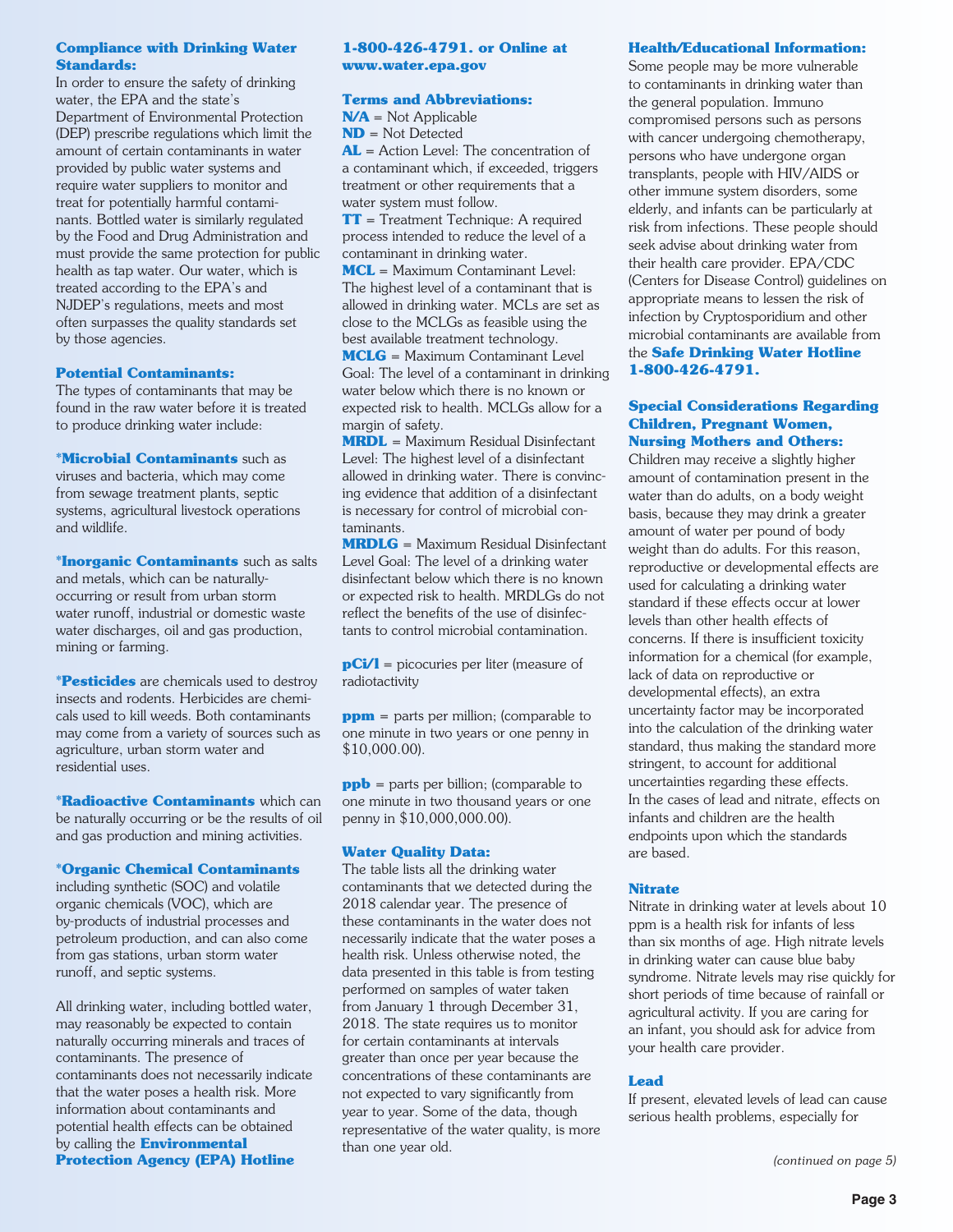### Compliance with Drinking Water Standards:

In order to ensure the safety of drinking water, the EPA and the state's Department of Environmental Protection (DEP) prescribe regulations which limit the amount of certain contaminants in water provided by public water systems and require water suppliers to monitor and treat for potentially harmful contaminants. Bottled water is similarly regulated by the Food and Drug Administration and must provide the same protection for public health as tap water. Our water, which is treated according to the EPA's and NJDEP's regulations, meets and most often surpasses the quality standards set by those agencies.

### Potential Contaminants:

The types of contaminants that may be found in the raw water before it is treated to produce drinking water include:

***Microbial Contaminants** such as viruses and bacteria, which may come from sewage treatment plants, septic systems, agricultural livestock operations and wildlife.

***Inorganic Contaminants** such as salts and metals, which can be naturally-occurring or result from urban storm water runoff, industrial or domestic waste water discharges, oil and gas production, mining or farming.

***Pesticides** are chemicals used to destroy insects and rodents. Herbicides are chemicals used to kill weeds. Both contaminants may come from a variety of sources such as agriculture, urban storm water and residential uses.

***Radioactive Contaminants** which can be naturally occurring or be the results of oil and gas production and mining activities.

***Organic Chemical Contaminants** including synthetic (SOC) and volatile organic chemicals (VOC), which are by-products of industrial processes and petroleum production, and can also come from gas stations, urban storm water runoff, and septic systems.

All drinking water, including bottled water, may reasonably be expected to contain naturally occurring minerals and traces of contaminants. The presence of contaminants does not necessarily indicate that the water poses a health risk. More information about contaminants and potential health effects can be obtained by calling the **Environmental Protection Agency (EPA) Hotline 1-800-426-4791. or Online at www.water.epa.gov**

### Terms and Abbreviations:

**N/A** = Not Applicable
**ND** = Not Detected
**AL** = Action Level: The concentration of a contaminant which, if exceeded, triggers treatment or other requirements that a water system must follow.
**TT** = Treatment Technique: A required process intended to reduce the level of a contaminant in drinking water.
**MCL** = Maximum Contaminant Level: The highest level of a contaminant that is allowed in drinking water. MCLs are set as close to the MCLGs as feasible using the best available treatment technology.
**MCLG** = Maximum Contaminant Level Goal: The level of a contaminant in drinking water below which there is no known or expected risk to health. MCLGs allow for a margin of safety.
**MRDL** = Maximum Residual Disinfectant Level: The highest level of a disinfectant allowed in drinking water. There is convincing evidence that addition of a disinfectant is necessary for control of microbial contaminants.
**MRDLG** = Maximum Residual Disinfectant Level Goal: The level of a drinking water disinfectant below which there is no known or expected risk to health. MRDLGs do not reflect the benefits of the use of disinfectants to control microbial contamination.

**pCi/l** = picocuries per liter (measure of radiotactivity

**ppm** = parts per million; (comparable to one minute in two years or one penny in $10,000.00).

**ppb** = parts per billion; (comparable to one minute in two thousand years or one penny in $10,000,000.00).

### Water Quality Data:

The table lists all the drinking water contaminants that we detected during the 2018 calendar year. The presence of these contaminants in the water does not necessarily indicate that the water poses a health risk. Unless otherwise noted, the data presented in this table is from testing performed on samples of water taken from January 1 through December 31, 2018. The state requires us to monitor for certain contaminants at intervals greater than once per year because the concentrations of these contaminants are not expected to vary significantly from year to year. Some of the data, though representative of the water quality, is more than one year old.

### Health/Educational Information:

Some people may be more vulnerable to contaminants in drinking water than the general population. Immuno compromised persons such as persons with cancer undergoing chemotherapy, persons who have undergone organ transplants, people with HIV/AIDS or other immune system disorders, some elderly, and infants can be particularly at risk from infections. These people should seek advise about drinking water from their health care provider. EPA/CDC (Centers for Disease Control) guidelines on appropriate means to lessen the risk of infection by Cryptosporidium and other microbial contaminants are available from the **Safe Drinking Water Hotline 1-800-426-4791.**

### Special Considerations Regarding Children, Pregnant Women, Nursing Mothers and Others:

Children may receive a slightly higher amount of contamination present in the water than do adults, on a body weight basis, because they may drink a greater amount of water per pound of body weight than do adults. For this reason, reproductive or developmental effects are used for calculating a drinking water standard if these effects occur at lower levels than other health effects of concerns. If there is insufficient toxicity information for a chemical (for example, lack of data on reproductive or developmental effects), an extra uncertainty factor may be incorporated into the calculation of the drinking water standard, thus making the standard more stringent, to account for additional uncertainties regarding these effects. In the cases of lead and nitrate, effects on infants and children are the health endpoints upon which the standards are based.

### Nitrate

Nitrate in drinking water at levels about 10 ppm is a health risk for infants of less than six months of age. High nitrate levels in drinking water can cause blue baby syndrome. Nitrate levels may rise quickly for short periods of time because of rainfall or agricultural activity. If you are caring for an infant, you should ask for advice from your health care provider.

### Lead

If present, elevated levels of lead can cause serious health problems, especially for

*(continued on page 5)*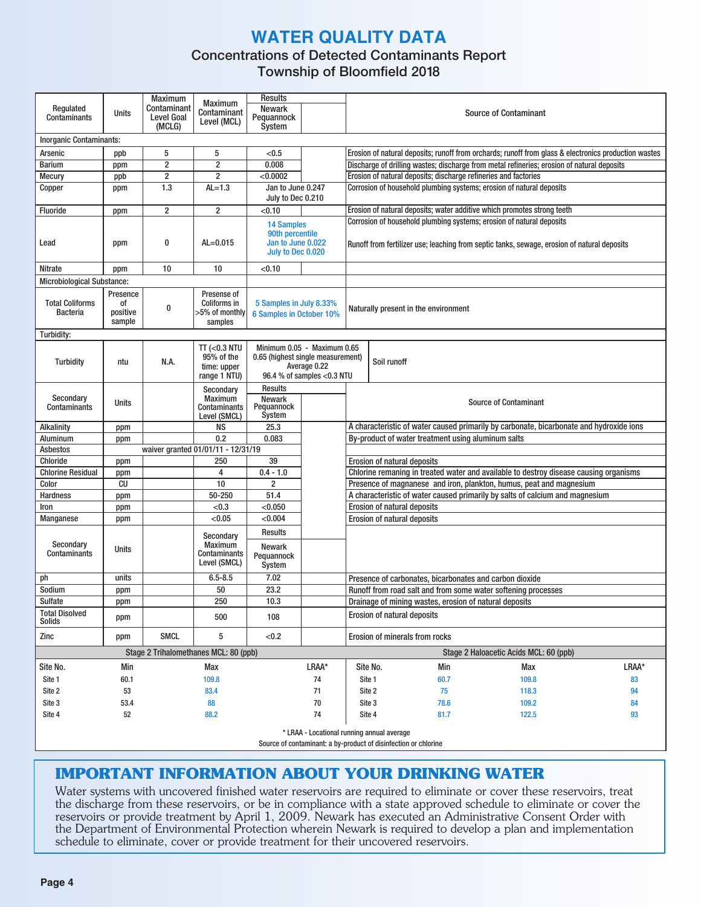# WATER QUALITY DATA

## Concentrations of Detected Contaminants Report
## Township of Bloomfield 2018

| Regulated Contaminants | Units | Maximum Contaminant Level Goal (MCLG) | Maximum Contaminant Level (MCL) | Results: Newark Pequannock System | | Source of Contaminant |
|---|---|---|---|---|---|---|
| **Inorganic Contaminants:** | | | | | | |
| Arsenic | ppb | 5 | 5 | <0.5 | | Erosion of natural deposits; runoff from orchards; runoff from glass & electronics production wastes |
| Barium | ppm | 2 | 2 | 0.008 | | Discharge of drilling wastes; discharge from metal refineries; erosion of natural deposits |
| Mecury | ppb | 2 | 2 | <0.0002 | | Erosion of natural deposits; discharge refineries and factories |
| Copper | ppm | 1.3 | AL=1.3 | Jan to June 0.247 July to Dec 0.210 | | Corrosion of household plumbing systems; erosion of natural deposits |
| Fluoride | ppm | 2 | 2 | <0.10 | | Erosion of natural deposits; water additive which promotes strong teeth |
| Lead | ppm | 0 | AL=0.015 | 14 Samples 90th percentile Jan to June 0.022 July to Dec 0.020 | | Corrosion of household plumbing systems; erosion of natural deposits Runoff from fertilizer use; leaching from septic tanks, sewage, erosion of natural deposits |
| Nitrate | ppm | 10 | 10 | <0.10 | | |
| **Microbiological Substance:** | | | | | | |
| Total Coliforms Bacteria | Presence of positive sample | 0 | Presense of Coliforms in >5% of monthly samples | 5 Samples in July 8.33% 6 Samples in October 10% | | Naturally present in the environment |
| **Turbidity:** | | | | | | |
| Turbidity | ntu | N.A. | TT (<0.3 NTU 95% of the time: upper range 1 NTU) | Minimum 0.05 - Maximum 0.65; 0.65 (highest single measurement); Average 0.22; 96.4 % of samples <0.3 NTU | | Soil runoff |

| Secondary Contaminants | Units | | Secondary Maximum Contaminants Level (SMCL) | Results: Newark Pequannock System | | Source of Contaminant |
|---|---|---|---|---|---|---|
| Alkalinity | ppm | | NS | 25.3 | | A characteristic of water caused primarily by carbonate, bicarbonate and hydroxide ions |
| Aluminum | ppm | | 0.2 | 0.083 | | By-product of water treatment using aluminum salts |
| Asbestos | waiver granted 01/01/11 - 12/31/19 | | | | | |
| Chloride | ppm | | 250 | 39 | | Erosion of natural deposits |
| Chlorine Residual | ppm | | 4 | 0.4 - 1.0 | | Chlorine remaning in treated water and available to destroy disease causing organisms |
| Color | CU | | 10 | 2 | | Presence of magnanese and iron, plankton, humus, peat and magnesium |
| Hardness | ppm | | 50-250 | 51.4 | | A characteristic of water caused primarily by salts of calcium and magnesium |
| Iron | ppm | | <0.3 | <0.050 | | Erosion of natural deposits |
| Manganese | ppm | | <0.05 | <0.004 | | Erosion of natural deposits |
| ph | units | | 6.5-8.5 | 7.02 | | Presence of carbonates, bicarbonates and carbon dioxide |
| Sodium | ppm | | 50 | 23.2 | | Runoff from road salt and from some water softening processes |
| Sulfate | ppm | | 250 | 10.3 | | Drainage of mining wastes, erosion of natural deposits |
| Total Disolved Solids | ppm | | 500 | 108 | | Erosion of natural deposits |
| Zinc | ppm | SMCL | 5 | <0.2 | | Erosion of minerals from rocks |

| Stage 2 Trihalomethanes MCL: 80 (ppb) | | | | Stage 2 Haloacetic Acids MCL: 60 (ppb) | | | |
|---|---|---|---|---|---|---|---|
| Site No. | Min | Max | LRAA* | Site No. | Min | Max | LRAA* |
| Site 1 | 60.1 | 109.8 | 74 | Site 1 | 60.7 | 109.8 | 83 |
| Site 2 | 53 | 83.4 | 71 | Site 2 | 75 | 118.3 | 94 |
| Site 3 | 53.4 | 88 | 70 | Site 3 | 78.6 | 109.2 | 84 |
| Site 4 | 52 | 88.2 | 74 | Site 4 | 81.7 | 122.5 | 93 |

\* LRAA - Locational running annual average

Source of contaminant: a by-product of disinfection or chlorine

## IMPORTANT INFORMATION ABOUT YOUR DRINKING WATER

Water systems with uncovered finished water reservoirs are required to eliminate or cover these reservoirs, treat the discharge from these reservoirs, or be in compliance with a state approved schedule to eliminate or cover the reservoirs or provide treatment by April 1, 2009. Newark has executed an Administrative Consent Order with the Department of Environmental Protection wherein Newark is required to develop a plan and implementation schedule to eliminate, cover or provide treatment for their uncovered reservoirs.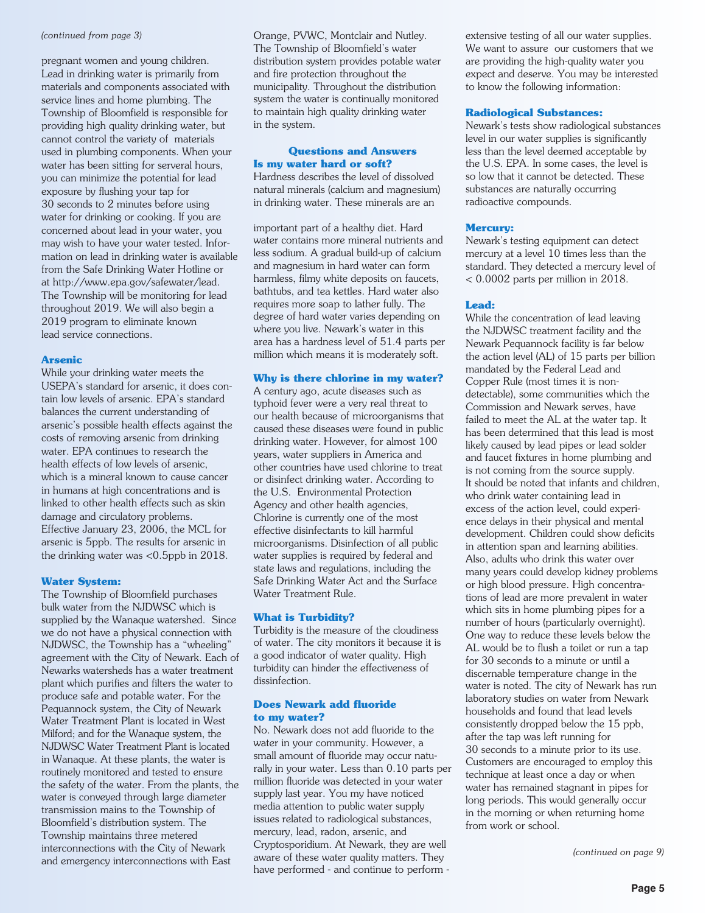*(continued from page 3)*

pregnant women and young children. Lead in drinking water is primarily from materials and components associated with service lines and home plumbing. The Township of Bloomfield is responsible for providing high quality drinking water, but cannot control the variety of materials used in plumbing components. When your water has been sitting for serveral hours, you can minimize the potential for lead exposure by flushing your tap for 30 seconds to 2 minutes before using water for drinking or cooking. If you are concerned about lead in your water, you may wish to have your water tested. Information on lead in drinking water is available from the Safe Drinking Water Hotline or at http://www.epa.gov/safewater/lead. The Township will be monitoring for lead throughout 2019. We will also begin a 2019 program to eliminate known lead service connections.

### Arsenic

While your drinking water meets the USEPA's standard for arsenic, it does contain low levels of arsenic. EPA's standard balances the current understanding of arsenic's possible health effects against the costs of removing arsenic from drinking water. EPA continues to research the health effects of low levels of arsenic, which is a mineral known to cause cancer in humans at high concentrations and is linked to other health effects such as skin damage and circulatory problems. Effective January 23, 2006, the MCL for arsenic is 5ppb. The results for arsenic in the drinking water was <0.5ppb in 2018.

### Water System:

The Township of Bloomfield purchases bulk water from the NJDWSC which is supplied by the Wanaque watershed. Since we do not have a physical connection with NJDWSC, the Township has a "wheeling" agreement with the City of Newark. Each of Newarks watersheds has a water treatment plant which purifies and filters the water to produce safe and potable water. For the Pequannock system, the City of Newark Water Treatment Plant is located in West Milford; and for the Wanaque system, the NJDWSC Water Treatment Plant is located in Wanaque. At these plants, the water is routinely monitored and tested to ensure the safety of the water. From the plants, the water is conveyed through large diameter transmission mains to the Township of Bloomfield's distribution system. The Township maintains three metered interconnections with the City of Newark and emergency interconnections with East Orange, PVWC, Montclair and Nutley. The Township of Bloomfield's water distribution system provides potable water and fire protection throughout the municipality. Throughout the distribution system the water is continually monitored to maintain high quality drinking water in the system.

## Questions and Answers

### Is my water hard or soft?

Hardness describes the level of dissolved natural minerals (calcium and magnesium) in drinking water. These minerals are an important part of a healthy diet. Hard water contains more mineral nutrients and less sodium. A gradual build-up of calcium and magnesium in hard water can form harmless, filmy white deposits on faucets, bathtubs, and tea kettles. Hard water also requires more soap to lather fully. The degree of hard water varies depending on where you live. Newark's water in this area has a hardness level of 51.4 parts per million which means it is moderately soft.

### Why is there chlorine in my water?

A century ago, acute diseases such as typhoid fever were a very real threat to our health because of microorganisms that caused these diseases were found in public drinking water. However, for almost 100 years, water suppliers in America and other countries have used chlorine to treat or disinfect drinking water. According to the U.S. Environmental Protection Agency and other health agencies, Chlorine is currently one of the most effective disinfectants to kill harmful microorganisms. Disinfection of all public water supplies is required by federal and state laws and regulations, including the Safe Drinking Water Act and the Surface Water Treatment Rule.

### What is Turbidity?

Turbidity is the measure of the cloudiness of water. The city monitors it because it is a good indicator of water quality. High turbidity can hinder the effectiveness of dissinfection.

### Does Newark add fluoride to my water?

No. Newark does not add fluoride to the water in your community. However, a small amount of fluoride may occur naturally in your water. Less than 0.10 parts per million fluoride was detected in your water supply last year. You my have noticed media attention to public water supply issues related to radiological substances, mercury, lead, radon, arsenic, and Cryptosporidium. At Newark, they are well aware of these water quality matters. They have performed - and continue to perform - extensive testing of all our water supplies. We want to assure our customers that we are providing the high-quality water you expect and deserve. You may be interested to know the following information:

### Radiological Substances:

Newark's tests show radiological substances level in our water supplies is significantly less than the level deemed acceptable by the U.S. EPA. In some cases, the level is so low that it cannot be detected. These substances are naturally occurring radioactive compounds.

### Mercury:

Newark's testing equipment can detect mercury at a level 10 times less than the standard. They detected a mercury level of < 0.0002 parts per million in 2018.

### Lead:

While the concentration of lead leaving the NJDWSC treatment facility and the Newark Pequannock facility is far below the action level (AL) of 15 parts per billion mandated by the Federal Lead and Copper Rule (most times it is non-detectable), some communities which the Commission and Newark serves, have failed to meet the AL at the water tap. It has been determined that this lead is most likely caused by lead pipes or lead solder and faucet fixtures in home plumbing and is not coming from the source supply. It should be noted that infants and children, who drink water containing lead in excess of the action level, could experience delays in their physical and mental development. Children could show deficits in attention span and learning abilities. Also, adults who drink this water over many years could develop kidney problems or high blood pressure. High concentrations of lead are more prevalent in water which sits in home plumbing pipes for a number of hours (particularly overnight). One way to reduce these levels below the AL would be to flush a toilet or run a tap for 30 seconds to a minute or until a discernable temperature change in the water is noted. The city of Newark has run laboratory studies on water from Newark households and found that lead levels consistently dropped below the 15 ppb, after the tap was left running for 30 seconds to a minute prior to its use. Customers are encouraged to employ this technique at least once a day or when water has remained stagnant in pipes for long periods. This would generally occur in the morning or when returning home from work or school.

*(continued on page 9)*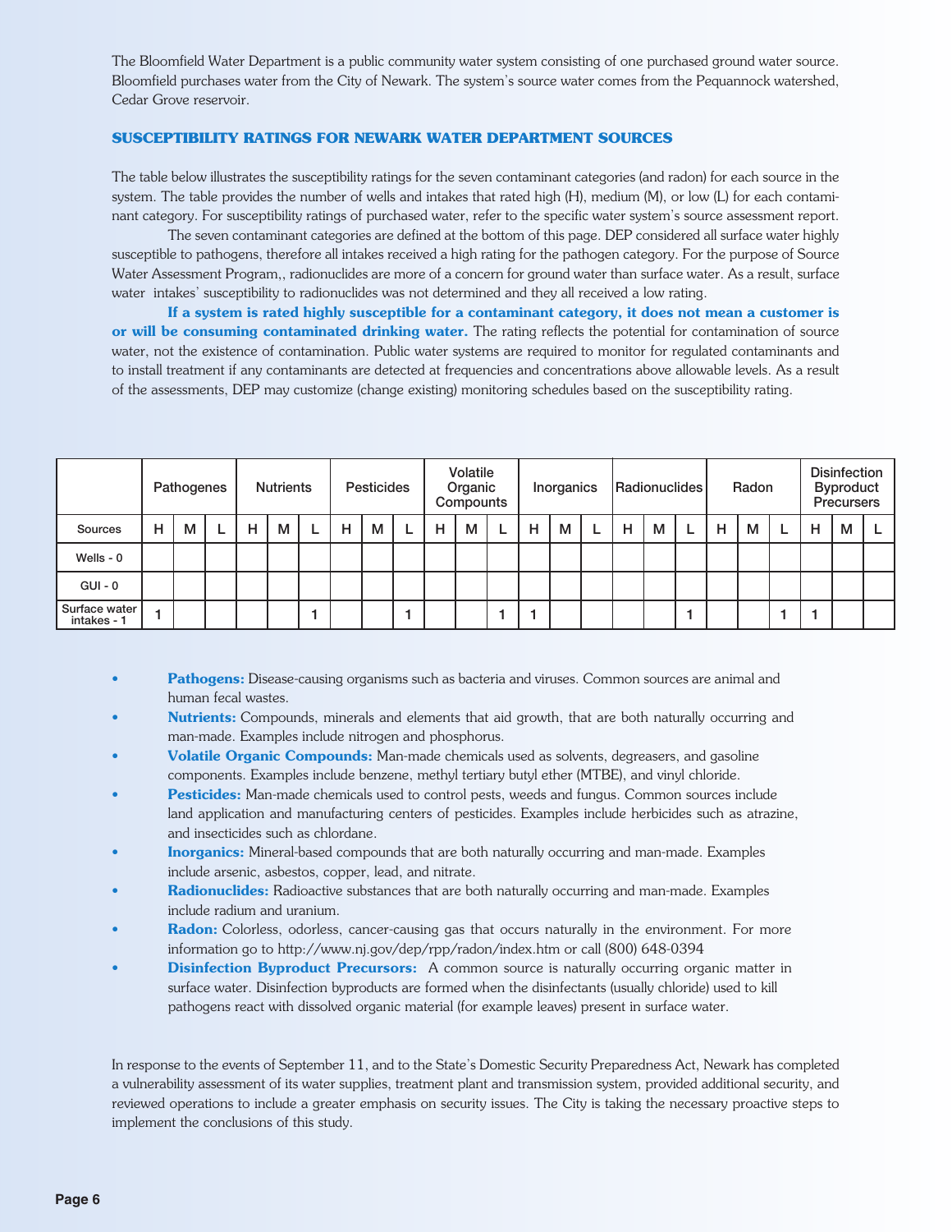The Bloomfield Water Department is a public community water system consisting of one purchased ground water source. Bloomfield purchases water from the City of Newark. The system's source water comes from the Pequannock watershed, Cedar Grove reservoir.

### SUSCEPTIBILITY RATINGS FOR NEWARK WATER DEPARTMENT SOURCES

The table below illustrates the susceptibility ratings for the seven contaminant categories (and radon) for each source in the system. The table provides the number of wells and intakes that rated high (H), medium (M), or low (L) for each contaminant category. For susceptibility ratings of purchased water, refer to the specific water system's source assessment report.

The seven contaminant categories are defined at the bottom of this page. DEP considered all surface water highly susceptible to pathogens, therefore all intakes received a high rating for the pathogen category. For the purpose of Source Water Assessment Program,, radionuclides are more of a concern for ground water than surface water. As a result, surface water intakes' susceptibility to radionuclides was not determined and they all received a low rating.

**If a system is rated highly susceptible for a contaminant category, it does not mean a customer is or will be consuming contaminated drinking water.** The rating reflects the potential for contamination of source water, not the existence of contamination. Public water systems are required to monitor for regulated contaminants and to install treatment if any contaminants are detected at frequencies and concentrations above allowable levels. As a result of the assessments, DEP may customize (change existing) monitoring schedules based on the susceptibility rating.

| | Pathogenes | | | Nutrients | | | Pesticides | | | Volatile Organic Compounds | | | Inorganics | | | Radionuclides | | | Radon | | | Disinfection Byproduct Precursers | | |
|---|---|---|---|---|---|---|---|---|---|---|---|---|---|---|---|---|---|---|---|---|---|---|---|---|
| Sources | H | M | L | H | M | L | H | M | L | H | M | L | H | M | L | H | M | L | H | M | L | H | M | L |
| Wells - 0 | | | | | | | | | | | | | | | | | | | | | | | | |
| GUI - 0 | | | | | | | | | | | | | | | | | | | | | | | | |
| Surface water intakes - 1 | 1 | | | | | 1 | | | 1 | | | 1 | 1 | | | | | 1 | | | 1 | 1 | | |

- **Pathogens:** Disease-causing organisms such as bacteria and viruses. Common sources are animal and human fecal wastes.
- **Nutrients:** Compounds, minerals and elements that aid growth, that are both naturally occurring and man-made. Examples include nitrogen and phosphorus.
- **Volatile Organic Compounds:** Man-made chemicals used as solvents, degreasers, and gasoline components. Examples include benzene, methyl tertiary butyl ether (MTBE), and vinyl chloride.
- **Pesticides:** Man-made chemicals used to control pests, weeds and fungus. Common sources include land application and manufacturing centers of pesticides. Examples include herbicides such as atrazine, and insecticides such as chlordane.
- **Inorganics:** Mineral-based compounds that are both naturally occurring and man-made. Examples include arsenic, asbestos, copper, lead, and nitrate.
- **Radionuclides:** Radioactive substances that are both naturally occurring and man-made. Examples include radium and uranium.
- **Radon:** Colorless, odorless, cancer-causing gas that occurs naturally in the environment. For more information go to http://www.nj.gov/dep/rpp/radon/index.htm or call (800) 648-0394
- **Disinfection Byproduct Precursors:** A common source is naturally occurring organic matter in surface water. Disinfection byproducts are formed when the disinfectants (usually chloride) used to kill pathogens react with dissolved organic material (for example leaves) present in surface water.

In response to the events of September 11, and to the State's Domestic Security Preparedness Act, Newark has completed a vulnerability assessment of its water supplies, treatment plant and transmission system, provided additional security, and reviewed operations to include a greater emphasis on security issues. The City is taking the necessary proactive steps to implement the conclusions of this study.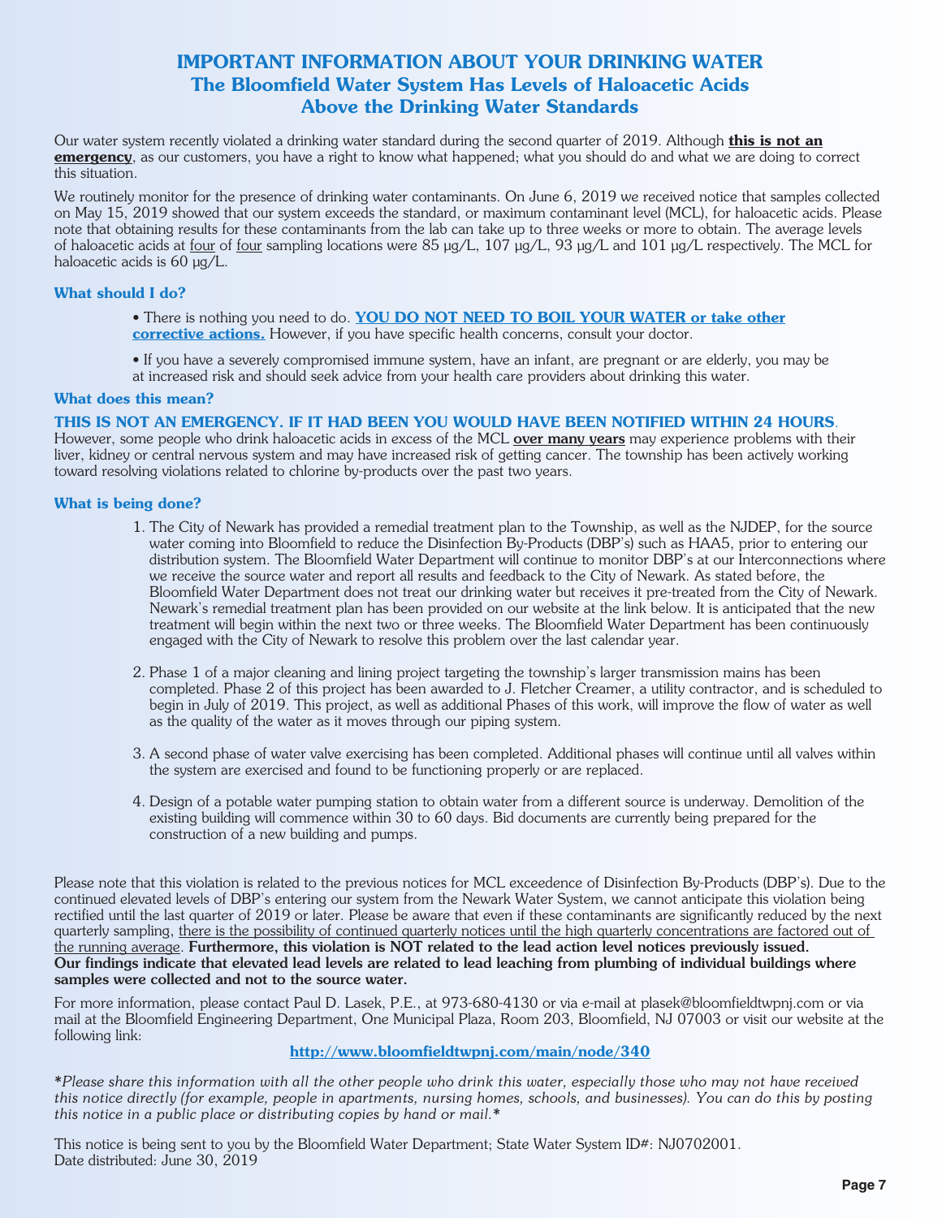# IMPORTANT INFORMATION ABOUT YOUR DRINKING WATER
## The Bloomfield Water System Has Levels of Haloacetic Acids Above the Drinking Water Standards

Our water system recently violated a drinking water standard during the second quarter of 2019. Although **this is not an emergency**, as our customers, you have a right to know what happened; what you should do and what we are doing to correct this situation.

We routinely monitor for the presence of drinking water contaminants. On June 6, 2019 we received notice that samples collected on May 15, 2019 showed that our system exceeds the standard, or maximum contaminant level (MCL), for haloacetic acids. Please note that obtaining results for these contaminants from the lab can take up to three weeks or more to obtain. The average levels of haloacetic acids at four of four sampling locations were 85 μg/L, 107 μg/L, 93 μg/L and 101 μg/L respectively. The MCL for haloacetic acids is 60 μg/L.

### What should I do?

- There is nothing you need to do. **YOU DO NOT NEED TO BOIL YOUR WATER or take other corrective actions.** However, if you have specific health concerns, consult your doctor.
- If you have a severely compromised immune system, have an infant, are pregnant or are elderly, you may be at increased risk and should seek advice from your health care providers about drinking this water.

### What does this mean?

**THIS IS NOT AN EMERGENCY. IF IT HAD BEEN YOU WOULD HAVE BEEN NOTIFIED WITHIN 24 HOURS**. However, some people who drink haloacetic acids in excess of the MCL **over many years** may experience problems with their liver, kidney or central nervous system and may have increased risk of getting cancer. The township has been actively working toward resolving violations related to chlorine by-products over the past two years.

### What is being done?

1. The City of Newark has provided a remedial treatment plan to the Township, as well as the NJDEP, for the source water coming into Bloomfield to reduce the Disinfection By-Products (DBP's) such as HAA5, prior to entering our distribution system. The Bloomfield Water Department will continue to monitor DBP's at our Interconnections where we receive the source water and report all results and feedback to the City of Newark. As stated before, the Bloomfield Water Department does not treat our drinking water but receives it pre-treated from the City of Newark. Newark's remedial treatment plan has been provided on our website at the link below. It is anticipated that the new treatment will begin within the next two or three weeks. The Bloomfield Water Department has been continuously engaged with the City of Newark to resolve this problem over the last calendar year.
2. Phase 1 of a major cleaning and lining project targeting the township's larger transmission mains has been completed. Phase 2 of this project has been awarded to J. Fletcher Creamer, a utility contractor, and is scheduled to begin in July of 2019. This project, as well as additional Phases of this work, will improve the flow of water as well as the quality of the water as it moves through our piping system.
3. A second phase of water valve exercising has been completed. Additional phases will continue until all valves within the system are exercised and found to be functioning properly or are replaced.
4. Design of a potable water pumping station to obtain water from a different source is underway. Demolition of the existing building will commence within 30 to 60 days. Bid documents are currently being prepared for the construction of a new building and pumps.

Please note that this violation is related to the previous notices for MCL exceedence of Disinfection By-Products (DBP's). Due to the continued elevated levels of DBP's entering our system from the Newark Water System, we cannot anticipate this violation being rectified until the last quarter of 2019 or later. Please be aware that even if these contaminants are significantly reduced by the next quarterly sampling, there is the possibility of continued quarterly notices until the high quarterly concentrations are factored out of the running average. **Furthermore, this violation is NOT related to the lead action level notices previously issued. Our findings indicate that elevated lead levels are related to lead leaching from plumbing of individual buildings where samples were collected and not to the source water.**

For more information, please contact Paul D. Lasek, P.E., at 973-680-4130 or via e-mail at plasek@bloomfieldtwpnj.com or via mail at the Bloomfield Engineering Department, One Municipal Plaza, Room 203, Bloomfield, NJ 07003 or visit our website at the following link:

**http://www.bloomfieldtwpnj.com/main/node/340**

*\*Please share this information with all the other people who drink this water, especially those who may not have received this notice directly (for example, people in apartments, nursing homes, schools, and businesses). You can do this by posting this notice in a public place or distributing copies by hand or mail.\**

This notice is being sent to you by the Bloomfield Water Department; State Water System ID#: NJ0702001.
Date distributed: June 30, 2019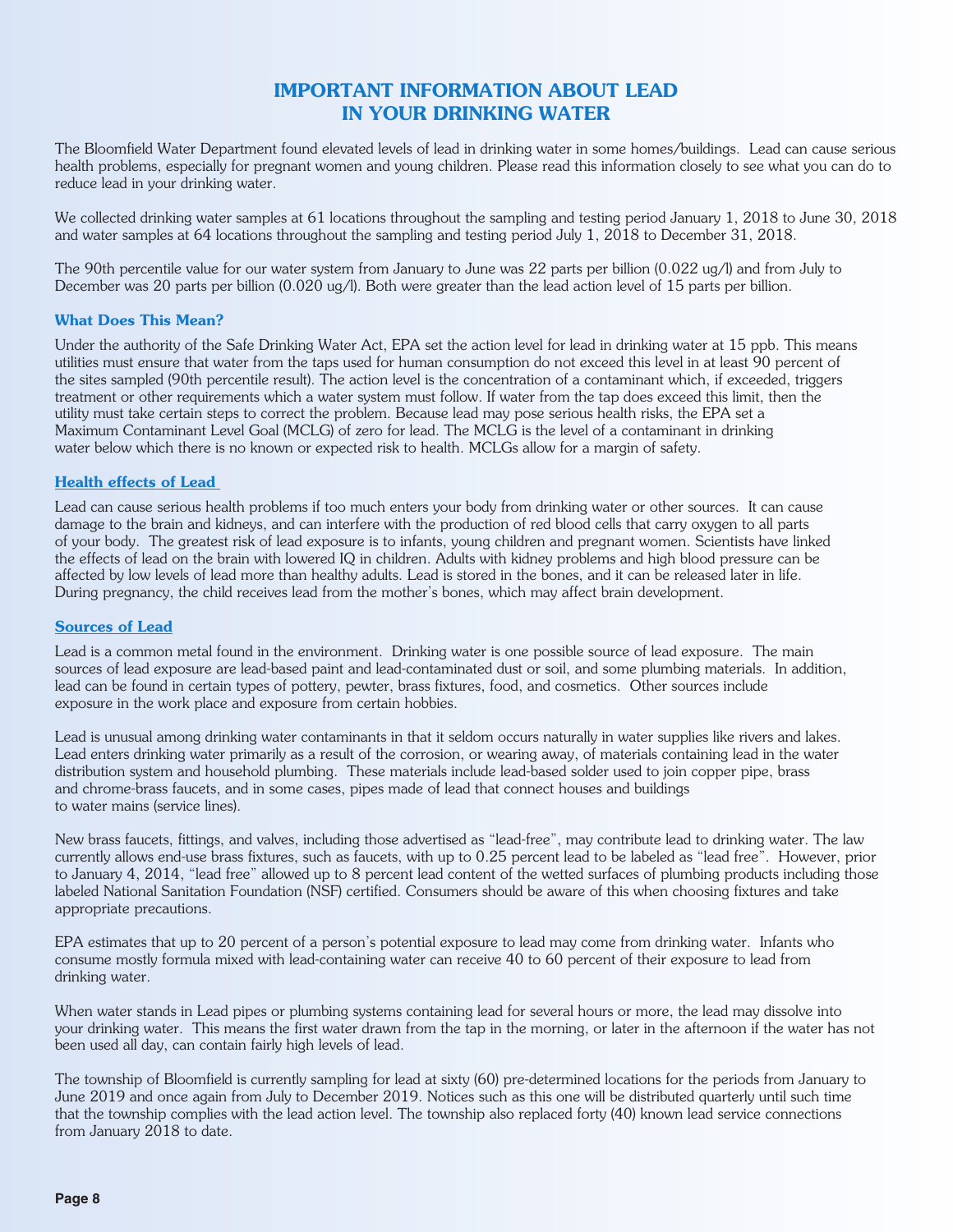# IMPORTANT INFORMATION ABOUT LEAD IN YOUR DRINKING WATER

The Bloomfield Water Department found elevated levels of lead in drinking water in some homes/buildings. Lead can cause serious health problems, especially for pregnant women and young children. Please read this information closely to see what you can do to reduce lead in your drinking water.

We collected drinking water samples at 61 locations throughout the sampling and testing period January 1, 2018 to June 30, 2018 and water samples at 64 locations throughout the sampling and testing period July 1, 2018 to December 31, 2018.

The 90th percentile value for our water system from January to June was 22 parts per billion (0.022 ug/l) and from July to December was 20 parts per billion (0.020 ug/l). Both were greater than the lead action level of 15 parts per billion.

### What Does This Mean?

Under the authority of the Safe Drinking Water Act, EPA set the action level for lead in drinking water at 15 ppb. This means utilities must ensure that water from the taps used for human consumption do not exceed this level in at least 90 percent of the sites sampled (90th percentile result). The action level is the concentration of a contaminant which, if exceeded, triggers treatment or other requirements which a water system must follow. If water from the tap does exceed this limit, then the utility must take certain steps to correct the problem. Because lead may pose serious health risks, the EPA set a Maximum Contaminant Level Goal (MCLG) of zero for lead. The MCLG is the level of a contaminant in drinking water below which there is no known or expected risk to health. MCLGs allow for a margin of safety.

### Health effects of Lead

Lead can cause serious health problems if too much enters your body from drinking water or other sources. It can cause damage to the brain and kidneys, and can interfere with the production of red blood cells that carry oxygen to all parts of your body. The greatest risk of lead exposure is to infants, young children and pregnant women. Scientists have linked the effects of lead on the brain with lowered IQ in children. Adults with kidney problems and high blood pressure can be affected by low levels of lead more than healthy adults. Lead is stored in the bones, and it can be released later in life. During pregnancy, the child receives lead from the mother's bones, which may affect brain development.

### Sources of Lead

Lead is a common metal found in the environment. Drinking water is one possible source of lead exposure. The main sources of lead exposure are lead-based paint and lead-contaminated dust or soil, and some plumbing materials. In addition, lead can be found in certain types of pottery, pewter, brass fixtures, food, and cosmetics. Other sources include exposure in the work place and exposure from certain hobbies.

Lead is unusual among drinking water contaminants in that it seldom occurs naturally in water supplies like rivers and lakes. Lead enters drinking water primarily as a result of the corrosion, or wearing away, of materials containing lead in the water distribution system and household plumbing. These materials include lead-based solder used to join copper pipe, brass and chrome-brass faucets, and in some cases, pipes made of lead that connect houses and buildings to water mains (service lines).

New brass faucets, fittings, and valves, including those advertised as "lead-free", may contribute lead to drinking water. The law currently allows end-use brass fixtures, such as faucets, with up to 0.25 percent lead to be labeled as "lead free". However, prior to January 4, 2014, "lead free" allowed up to 8 percent lead content of the wetted surfaces of plumbing products including those labeled National Sanitation Foundation (NSF) certified. Consumers should be aware of this when choosing fixtures and take appropriate precautions.

EPA estimates that up to 20 percent of a person's potential exposure to lead may come from drinking water. Infants who consume mostly formula mixed with lead-containing water can receive 40 to 60 percent of their exposure to lead from drinking water.

When water stands in Lead pipes or plumbing systems containing lead for several hours or more, the lead may dissolve into your drinking water. This means the first water drawn from the tap in the morning, or later in the afternoon if the water has not been used all day, can contain fairly high levels of lead.

The township of Bloomfield is currently sampling for lead at sixty (60) pre-determined locations for the periods from January to June 2019 and once again from July to December 2019. Notices such as this one will be distributed quarterly until such time that the township complies with the lead action level. The township also replaced forty (40) known lead service connections from January 2018 to date.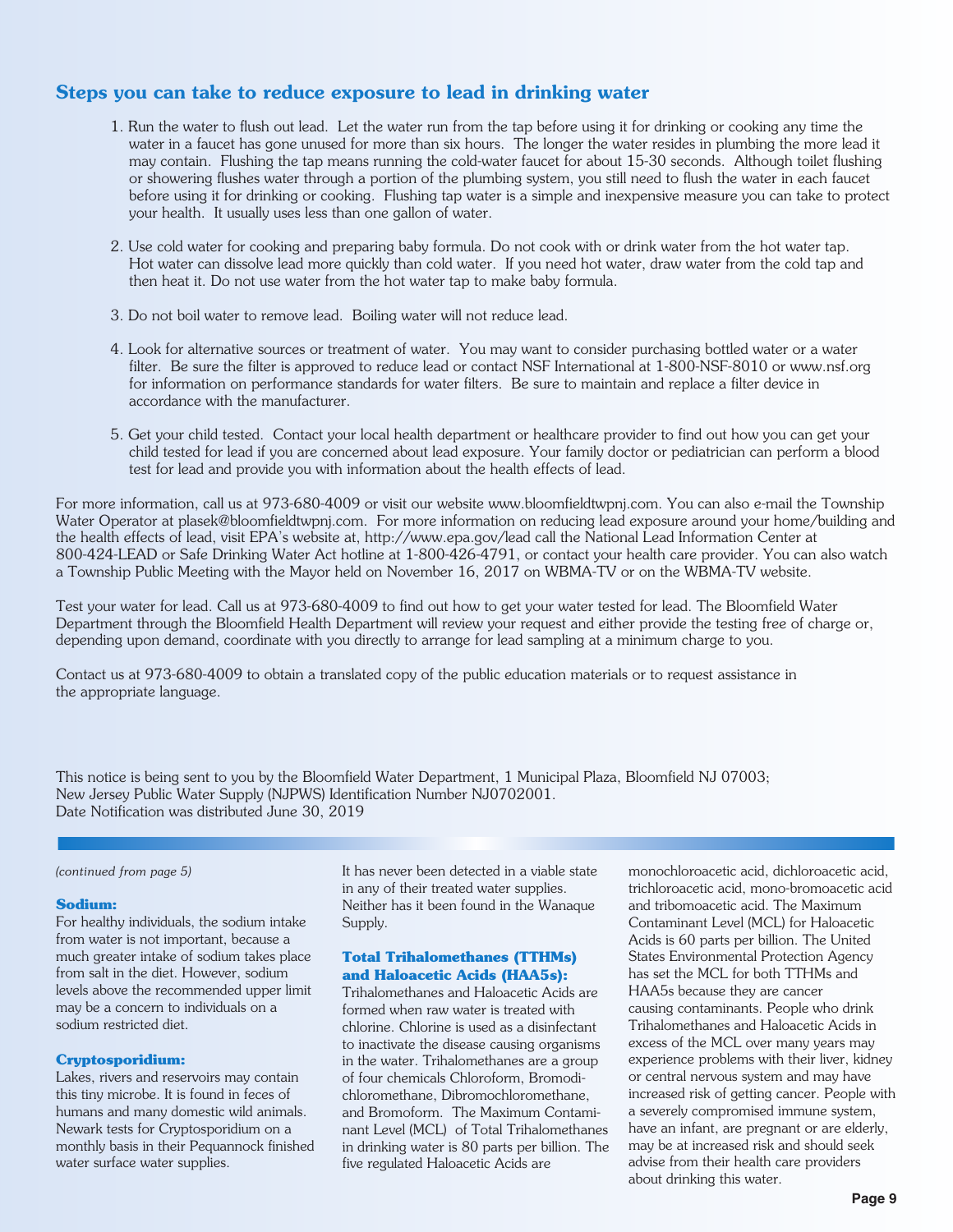## Steps you can take to reduce exposure to lead in drinking water

1. Run the water to flush out lead. Let the water run from the tap before using it for drinking or cooking any time the water in a faucet has gone unused for more than six hours. The longer the water resides in plumbing the more lead it may contain. Flushing the tap means running the cold-water faucet for about 15-30 seconds. Although toilet flushing or showering flushes water through a portion of the plumbing system, you still need to flush the water in each faucet before using it for drinking or cooking. Flushing tap water is a simple and inexpensive measure you can take to protect your health. It usually uses less than one gallon of water.

2. Use cold water for cooking and preparing baby formula. Do not cook with or drink water from the hot water tap. Hot water can dissolve lead more quickly than cold water. If you need hot water, draw water from the cold tap and then heat it. Do not use water from the hot water tap to make baby formula.

3. Do not boil water to remove lead. Boiling water will not reduce lead.

4. Look for alternative sources or treatment of water. You may want to consider purchasing bottled water or a water filter. Be sure the filter is approved to reduce lead or contact NSF International at 1-800-NSF-8010 or www.nsf.org for information on performance standards for water filters. Be sure to maintain and replace a filter device in accordance with the manufacturer.

5. Get your child tested. Contact your local health department or healthcare provider to find out how you can get your child tested for lead if you are concerned about lead exposure. Your family doctor or pediatrician can perform a blood test for lead and provide you with information about the health effects of lead.

For more information, call us at 973-680-4009 or visit our website www.bloomfieldtwpnj.com. You can also e-mail the Township Water Operator at plasek@bloomfieldtwpnj.com. For more information on reducing lead exposure around your home/building and the health effects of lead, visit EPA's website at, http://www.epa.gov/lead call the National Lead Information Center at 800-424-LEAD or Safe Drinking Water Act hotline at 1-800-426-4791, or contact your health care provider. You can also watch a Township Public Meeting with the Mayor held on November 16, 2017 on WBMA-TV or on the WBMA-TV website.

Test your water for lead. Call us at 973-680-4009 to find out how to get your water tested for lead. The Bloomfield Water Department through the Bloomfield Health Department will review your request and either provide the testing free of charge or, depending upon demand, coordinate with you directly to arrange for lead sampling at a minimum charge to you.

Contact us at 973-680-4009 to obtain a translated copy of the public education materials or to request assistance in the appropriate language.

This notice is being sent to you by the Bloomfield Water Department, 1 Municipal Plaza, Bloomfield NJ 07003;
New Jersey Public Water Supply (NJPWS) Identification Number NJ0702001.
Date Notification was distributed June 30, 2019

*(continued from page 5)*

### Sodium:

For healthy individuals, the sodium intake from water is not important, because a much greater intake of sodium takes place from salt in the diet. However, sodium levels above the recommended upper limit may be a concern to individuals on a sodium restricted diet.

### Cryptosporidium:

Lakes, rivers and reservoirs may contain this tiny microbe. It is found in feces of humans and many domestic wild animals. Newark tests for Cryptosporidium on a monthly basis in their Pequannock finished water surface water supplies. It has never been detected in a viable state in any of their treated water supplies. Neither has it been found in the Wanaque Supply.

### Total Trihalomethanes (TTHMs) and Haloacetic Acids (HAA5s):

Trihalomethanes and Haloacetic Acids are formed when raw water is treated with chlorine. Chlorine is used as a disinfectant to inactivate the disease causing organisms in the water. Trihalomethanes are a group of four chemicals Chloroform, Bromodichloromethane, Dibromochloromethane, and Bromoform. The Maximum Contaminant Level (MCL) of Total Trihalomethanes in drinking water is 80 parts per billion. The five regulated Haloacetic Acids are monochloroacetic acid, dichloroacetic acid, trichloroacetic acid, mono-bromoacetic acid and tribomoacetic acid. The Maximum Contaminant Level (MCL) for Haloacetic Acids is 60 parts per billion. The United States Environmental Protection Agency has set the MCL for both TTHMs and HAA5s because they are cancer causing contaminants. People who drink Trihalomethanes and Haloacetic Acids in excess of the MCL over many years may experience problems with their liver, kidney or central nervous system and may have increased risk of getting cancer. People with a severely compromised immune system, have an infant, are pregnant or are elderly, may be at increased risk and should seek advise from their health care providers about drinking this water.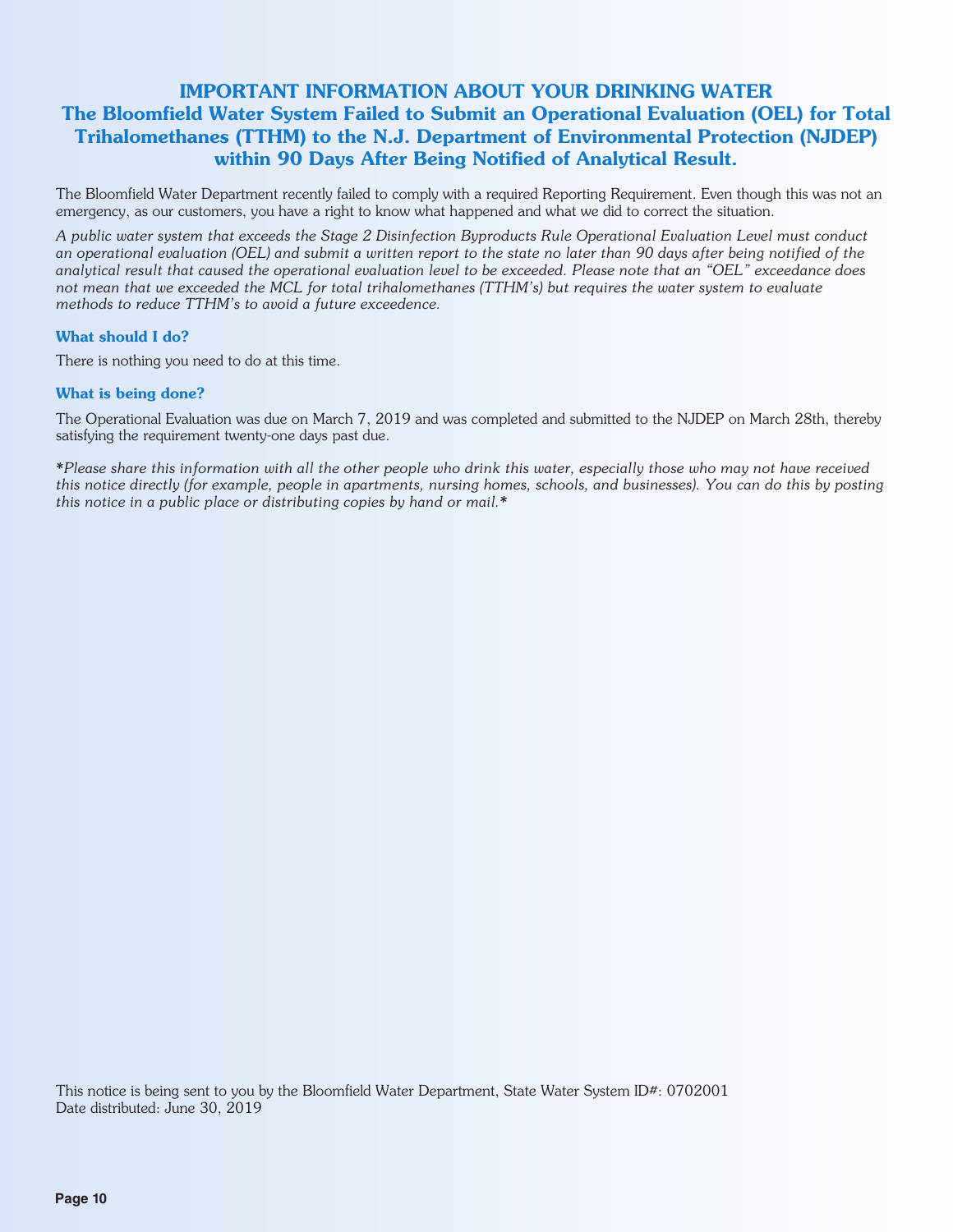# IMPORTANT INFORMATION ABOUT YOUR DRINKING WATER

## The Bloomfield Water System Failed to Submit an Operational Evaluation (OEL) for Total Trihalomethanes (TTHM) to the N.J. Department of Environmental Protection (NJDEP) within 90 Days After Being Notified of Analytical Result.

The Bloomfield Water Department recently failed to comply with a required Reporting Requirement. Even though this was not an emergency, as our customers, you have a right to know what happened and what we did to correct the situation.

*A public water system that exceeds the Stage 2 Disinfection Byproducts Rule Operational Evaluation Level must conduct an operational evaluation (OEL) and submit a written report to the state no later than 90 days after being notified of the analytical result that caused the operational evaluation level to be exceeded. Please note that an "OEL" exceedance does not mean that we exceeded the MCL for total trihalomethanes (TTHM's) but requires the water system to evaluate methods to reduce TTHM's to avoid a future exceedence.*

### What should I do?

There is nothing you need to do at this time.

### What is being done?

The Operational Evaluation was due on March 7, 2019 and was completed and submitted to the NJDEP on March 28th, thereby satisfying the requirement twenty-one days past due.

*\*Please share this information with all the other people who drink this water, especially those who may not have received this notice directly (for example, people in apartments, nursing homes, schools, and businesses). You can do this by posting this notice in a public place or distributing copies by hand or mail.\**

This notice is being sent to you by the Bloomfield Water Department, State Water System ID#: 0702001
Date distributed: June 30, 2019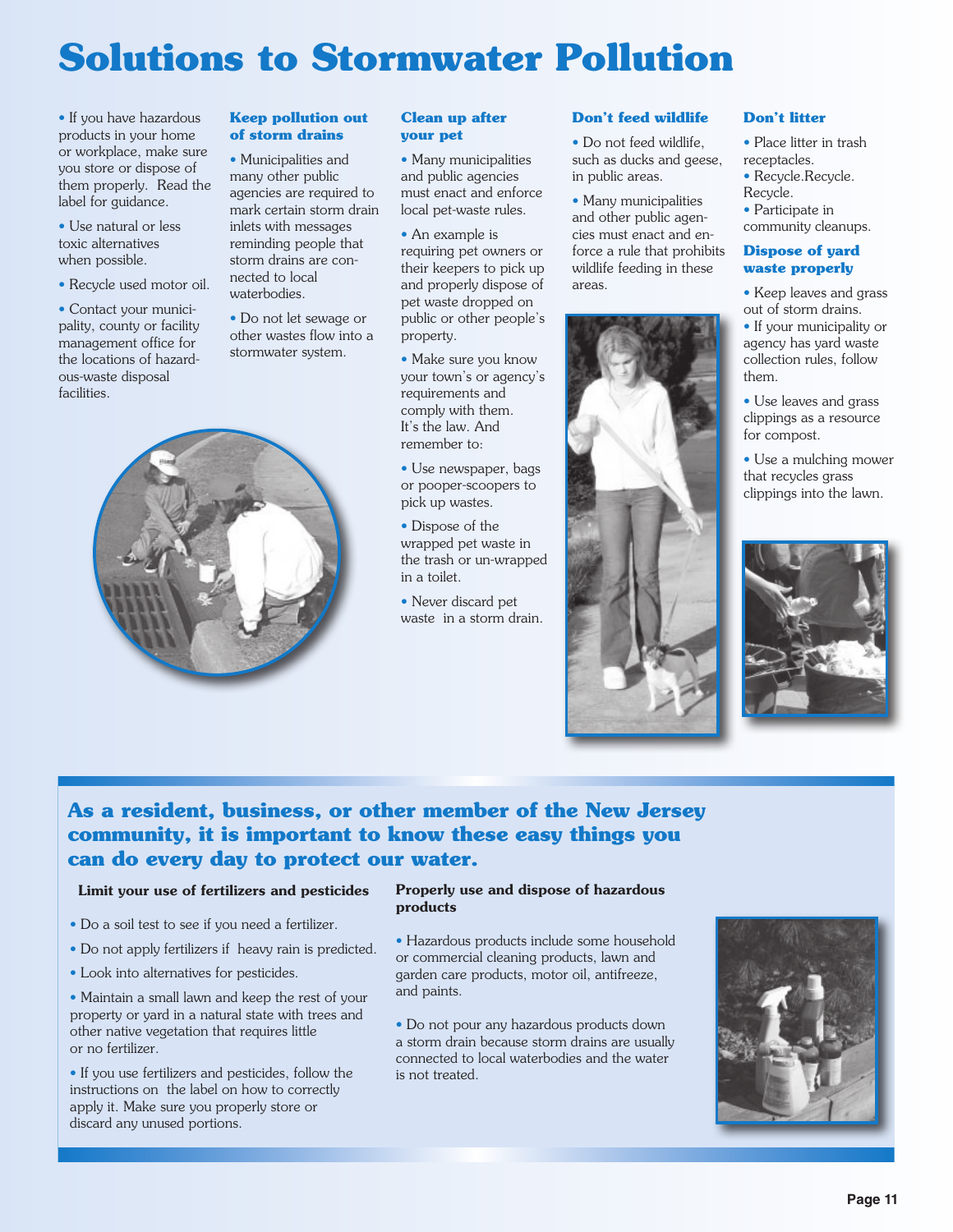# Solutions to Stormwater Pollution

- If you have hazardous products in your home or workplace, make sure you store or dispose of them properly. Read the label for guidance.
- Use natural or less toxic alternatives when possible.
- Recycle used motor oil.
- Contact your municipality, county or facility management office for the locations of hazardous-waste disposal facilities.

### Keep pollution out of storm drains

- Municipalities and many other public agencies are required to mark certain storm drain inlets with messages reminding people that storm drains are connected to local waterbodies.
- Do not let sewage or other wastes flow into a stormwater system.

### Clean up after your pet

- Many municipalities and public agencies must enact and enforce local pet-waste rules.
- An example is requiring pet owners or their keepers to pick up and properly dispose of pet waste dropped on public or other people's property.
- Make sure you know your town's or agency's requirements and comply with them. It's the law. And remember to:
- Use newspaper, bags or pooper-scoopers to pick up wastes.
- Dispose of the wrapped pet waste in the trash or un-wrapped in a toilet.
- Never discard pet waste in a storm drain.

### Don't feed wildlife

- Do not feed wildlife, such as ducks and geese, in public areas.
- Many municipalities and other public agencies must enact and enforce a rule that prohibits wildlife feeding in these areas.

### Don't litter

- Place litter in trash receptacles.
- Recycle.Recycle. Recycle.
- Participate in community cleanups.

### Dispose of yard waste properly

- Keep leaves and grass out of storm drains.
- If your municipality or agency has yard waste collection rules, follow them.
- Use leaves and grass clippings as a resource for compost.
- Use a mulching mower that recycles grass clippings into the lawn.

## As a resident, business, or other member of the New Jersey community, it is important to know these easy things you can do every day to protect our water.

**Limit your use of fertilizers and pesticides**

- Do a soil test to see if you need a fertilizer.
- Do not apply fertilizers if heavy rain is predicted.
- Look into alternatives for pesticides.
- Maintain a small lawn and keep the rest of your property or yard in a natural state with trees and other native vegetation that requires little or no fertilizer.
- If you use fertilizers and pesticides, follow the instructions on the label on how to correctly apply it. Make sure you properly store or discard any unused portions.

**Properly use and dispose of hazardous products**

- Hazardous products include some household or commercial cleaning products, lawn and garden care products, motor oil, antifreeze, and paints.
- Do not pour any hazardous products down a storm drain because storm drains are usually connected to local waterbodies and the water is not treated.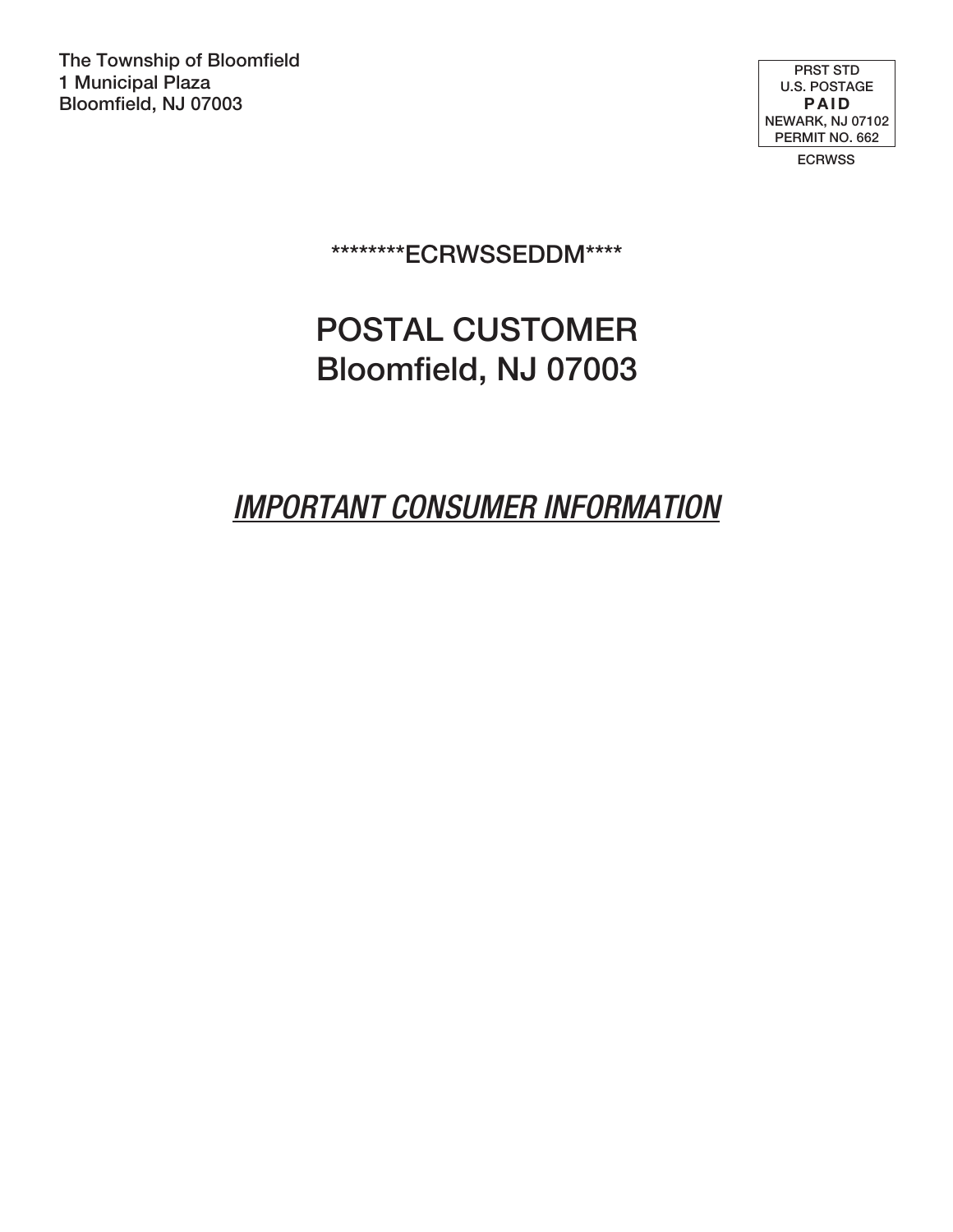The Township of Bloomfield
1 Municipal Plaza
Bloomfield, NJ 07003

PRST STD
U.S. POSTAGE
**PAID**
NEWARK, NJ 07102
PERMIT NO. 662
ECRWSS

********ECRWSSEDDM****

# POSTAL CUSTOMER
# Bloomfield, NJ 07003

## *IMPORTANT CONSUMER INFORMATION*